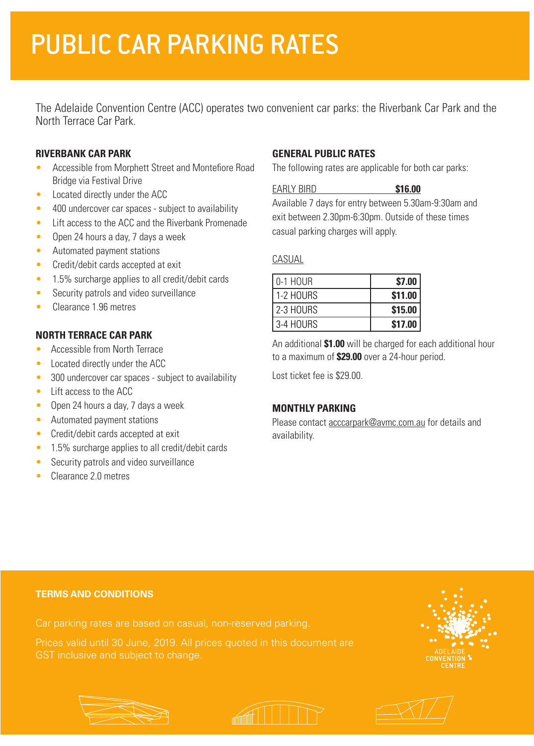# PUBLIC CAR PARKING RATES

The Adelaide Convention Centre (ACC) operates two convenient car parks: the Riverbank Car Park and the North Terrace Car Park.

### RIVERBANK CAR PARK

- Accessible from Morphett Street and Montefiore Road Bridge via Festival Drive
- Located directly under the ACC
- 400 undercover car spaces - subject to availability
- Lift access to the ACC and the Riverbank Promenade
- Open 24 hours a day, 7 days a week
- Automated payment stations
- Credit/debit cards accepted at exit
- 1.5% surcharge applies to all credit/debit cards
- Security patrols and video surveillance
- Clearance 1.96 metres

### NORTH TERRACE CAR PARK

- Accessible from North Terrace
- Located directly under the ACC
- 300 undercover car spaces - subject to availability
- Lift access to the ACC
- Open 24 hours a day, 7 days a week
- Automated payment stations
- Credit/debit cards accepted at exit
- 1.5% surcharge applies to all credit/debit cards
- Security patrols and video surveillance
- Clearance 2.0 metres

### GENERAL PUBLIC RATES

The following rates are applicable for both car parks:

EARLY BIRD **$16.00**

Available 7 days for entry between 5.30am-9:30am and exit between 2.30pm-6:30pm. Outside of these times casual parking charges will apply.

CASUAL

| | |
|---|---|
| 0-1 HOUR | **$7.00** |
| 1-2 HOURS | **$11.00** |
| 2-3 HOURS | **$15.00** |
| 3-4 HOURS | **$17.00** |

An additional **$1.00** will be charged for each additional hour to a maximum of **$29.00** over a 24-hour period.

Lost ticket fee is $29.00.

### MONTHLY PARKING

Please contact acccarpark@avmc.com.au for details and availability.

### TERMS AND CONDITIONS

Car parking rates are based on casual, non-reserved parking.

Prices valid until 30 June, 2019. All prices quoted in this document are GST inclusive and subject to change.

ADELAIDE CONVENTION CENTRE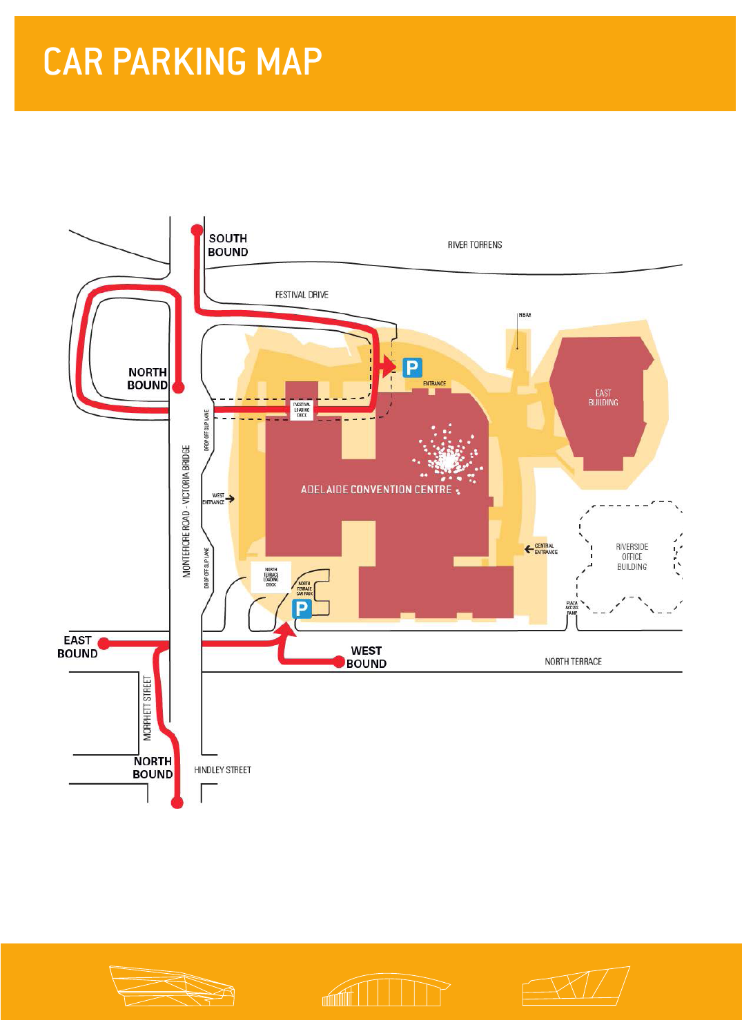# CAR PARKING MAP

SOUTH BOUND

RIVER TORRENS

FESTIVAL DRIVE

RIBAR

P

ENTRANCE

NORTH BOUND

FESTIVAL LOADING DOCK

EAST BUILDING

DROP OFF SLIP LANE

MONTEFIORE ROAD - VICTORIA BRIDGE

WEST ENTRANCE

ADELAIDE CONVENTION CENTRE

CENTRAL ENTRANCE

RIVERSIDE OFFICE BUILDING

DROP OFF SLIP LANE

NORTH TERRACE LOADING DOCK

NORTH TERRACE CAR PARK

P

PLAZA ACCESS RAMP

EAST BOUND

WEST BOUND

NORTH TERRACE

MORPHETT STREET

NORTH BOUND

HINDLEY STREET